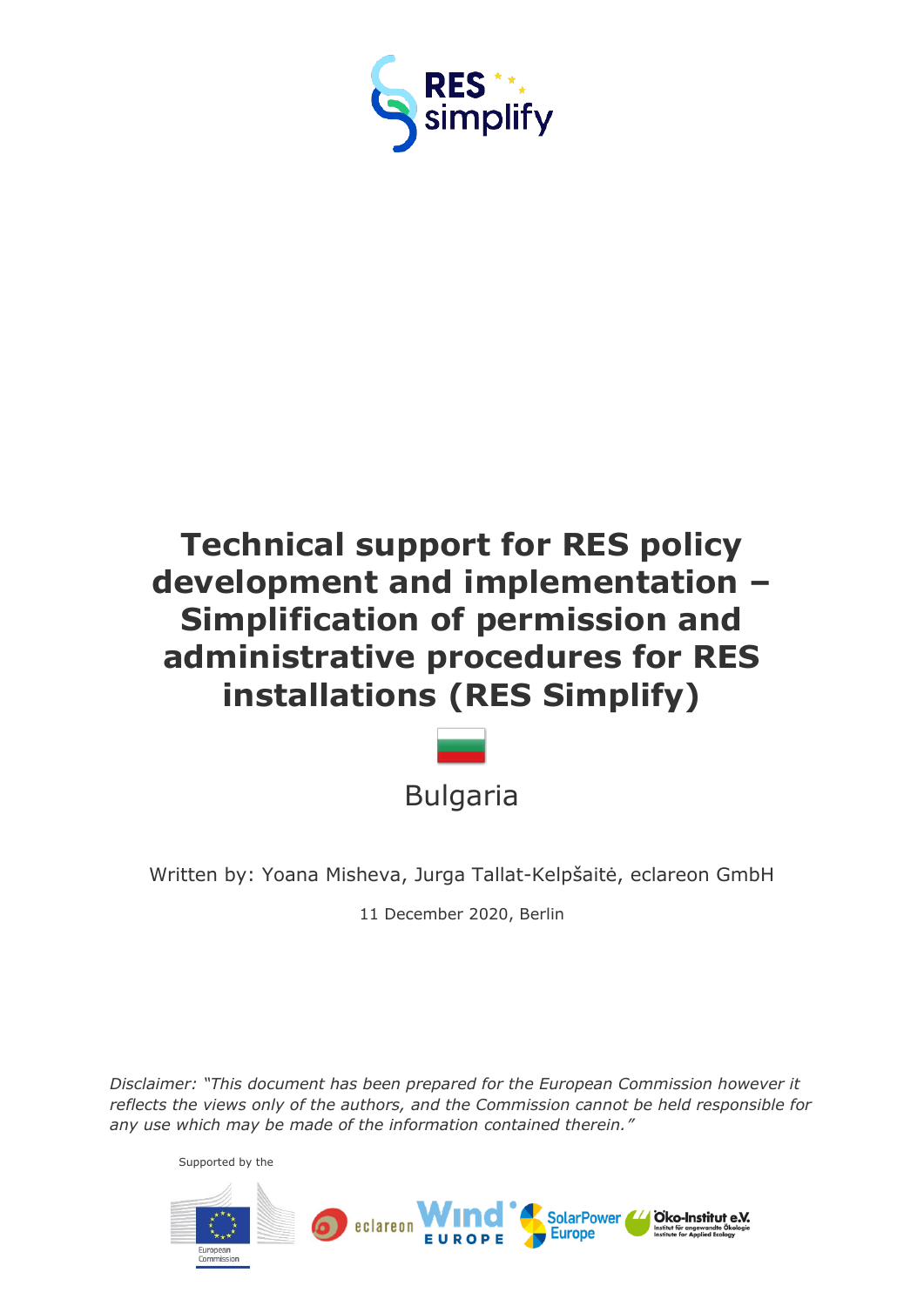RES simplify

# Technical support for RES policy development and implementation – Simplification of permission and administrative procedures for RES installations (RES Simplify)

Bulgaria

Written by: Yoana Misheva, Jurga Tallat-Kelpšaitė, eclareon GmbH

11 December 2020, Berlin

*Disclaimer: "This document has been prepared for the European Commission however it reflects the views only of the authors, and the Commission cannot be held responsible for any use which may be made of the information contained therein."*

Supported by the

European Commission

eclareon

Wind EUROPE

SolarPower Europe

Öko-Institut e.V. Institut für angewandte Ökologie Institute for Applied Ecology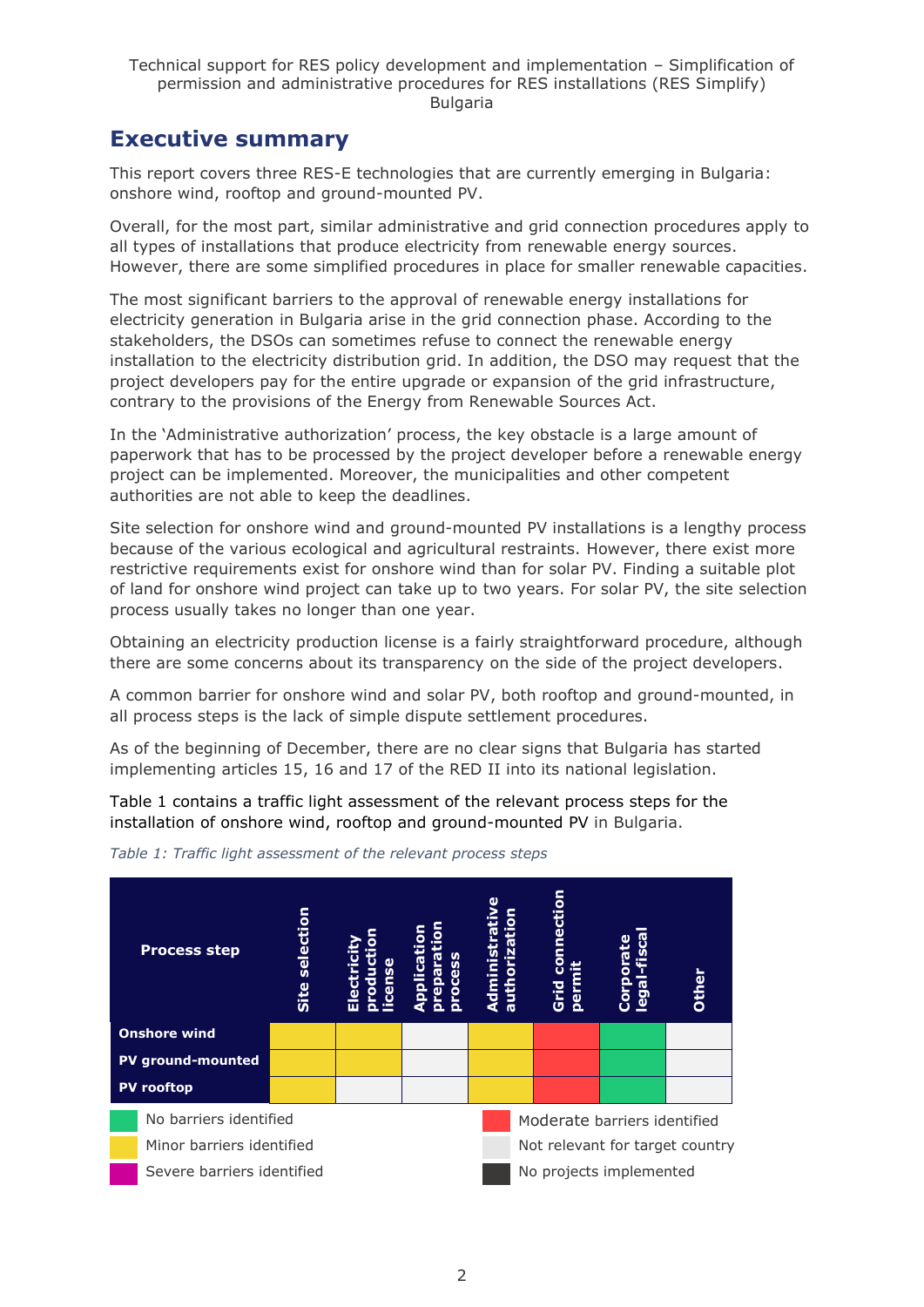# Executive summary

This report covers three RES-E technologies that are currently emerging in Bulgaria: onshore wind, rooftop and ground-mounted PV.

Overall, for the most part, similar administrative and grid connection procedures apply to all types of installations that produce electricity from renewable energy sources. However, there are some simplified procedures in place for smaller renewable capacities.

The most significant barriers to the approval of renewable energy installations for electricity generation in Bulgaria arise in the grid connection phase. According to the stakeholders, the DSOs can sometimes refuse to connect the renewable energy installation to the electricity distribution grid. In addition, the DSO may request that the project developers pay for the entire upgrade or expansion of the grid infrastructure, contrary to the provisions of the Energy from Renewable Sources Act.

In the 'Administrative authorization' process, the key obstacle is a large amount of paperwork that has to be processed by the project developer before a renewable energy project can be implemented. Moreover, the municipalities and other competent authorities are not able to keep the deadlines.

Site selection for onshore wind and ground-mounted PV installations is a lengthy process because of the various ecological and agricultural restraints. However, there exist more restrictive requirements exist for onshore wind than for solar PV. Finding a suitable plot of land for onshore wind project can take up to two years. For solar PV, the site selection process usually takes no longer than one year.

Obtaining an electricity production license is a fairly straightforward procedure, although there are some concerns about its transparency on the side of the project developers.

A common barrier for onshore wind and solar PV, both rooftop and ground-mounted, in all process steps is the lack of simple dispute settlement procedures.

As of the beginning of December, there are no clear signs that Bulgaria has started implementing articles 15, 16 and 17 of the RED II into its national legislation.

Table 1 contains a traffic light assessment of the relevant process steps for the installation of onshore wind, rooftop and ground-mounted PV in Bulgaria.

*Table 1: Traffic light assessment of the relevant process steps*

| Process step | Site selection | Electricity production license | Application preparation process | Administrative authorization | Grid connection permit | Corporate legal-fiscal | Other |
|---|---|---|---|---|---|---|---|
| **Onshore wind** | Minor barriers identified | Minor barriers identified | Not relevant for target country | Minor barriers identified | Moderate barriers identified | No barriers identified | Not relevant for target country |
| **PV ground-mounted** | Minor barriers identified | Minor barriers identified | Not relevant for target country | Minor barriers identified | Moderate barriers identified | No barriers identified | Not relevant for target country |
| **PV rooftop** | Minor barriers identified | Not relevant for target country | Not relevant for target country | Minor barriers identified | Moderate barriers identified | No barriers identified | Not relevant for target country |

Legend: No barriers identified (green); Minor barriers identified (yellow); Severe barriers identified (magenta); Moderate barriers identified (red); Not relevant for target country (light grey); No projects implemented (dark grey)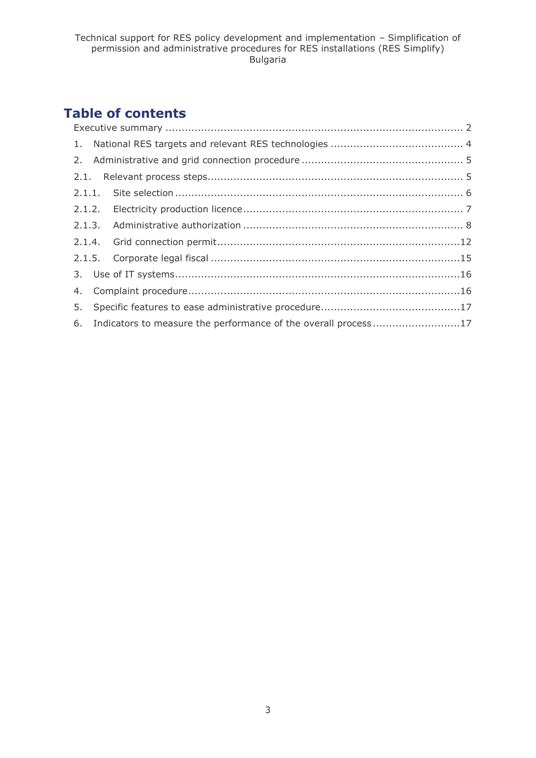# Table of contents

Executive summary ........................................................................................... 2

1. National RES targets and relevant RES technologies ........................................ 4

2. Administrative and grid connection procedure ................................................. 5

2.1. Relevant process steps............................................................................. 5

2.1.1. Site selection ....................................................................................... 6

2.1.2. Electricity production licence .................................................................. 7

2.1.3. Administrative authorization ................................................................... 8

2.1.4. Grid connection permit..........................................................................12

2.1.5. Corporate legal fiscal ............................................................................15

3. Use of IT systems.......................................................................................16

4. Complaint procedure...................................................................................16

5. Specific features to ease administrative procedure...........................................17

6. Indicators to measure the performance of the overall process ...........................17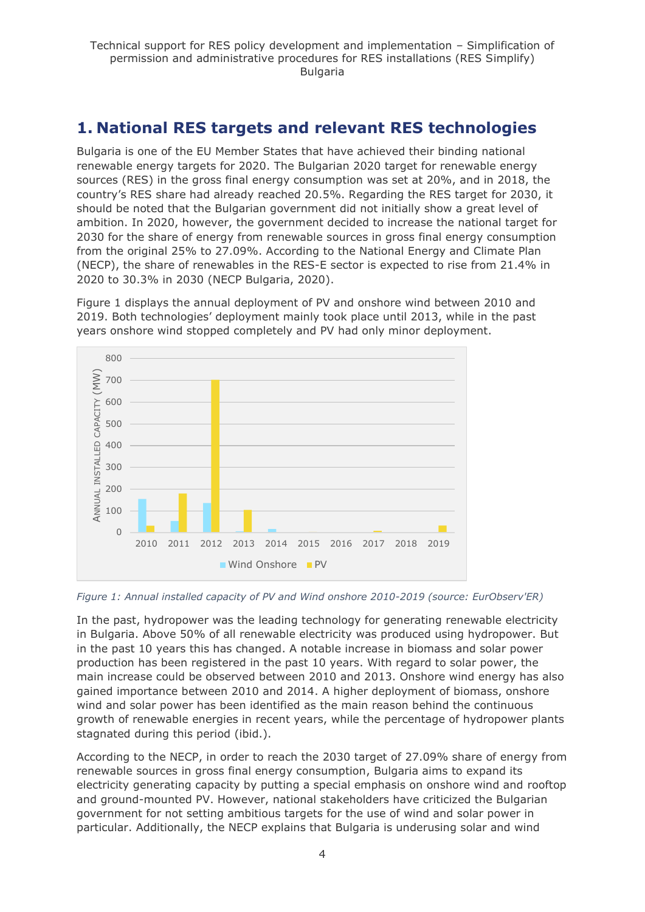# 1. National RES targets and relevant RES technologies

Bulgaria is one of the EU Member States that have achieved their binding national renewable energy targets for 2020. The Bulgarian 2020 target for renewable energy sources (RES) in the gross final energy consumption was set at 20%, and in 2018, the country's RES share had already reached 20.5%. Regarding the RES target for 2030, it should be noted that the Bulgarian government did not initially show a great level of ambition. In 2020, however, the government decided to increase the national target for 2030 for the share of energy from renewable sources in gross final energy consumption from the original 25% to 27.09%. According to the National Energy and Climate Plan (NECP), the share of renewables in the RES-E sector is expected to rise from 21.4% in 2020 to 30.3% in 2030 (NECP Bulgaria, 2020).

Figure 1 displays the annual deployment of PV and onshore wind between 2010 and 2019. Both technologies' deployment mainly took place until 2013, while in the past years onshore wind stopped completely and PV had only minor deployment.

*Figure 1: Annual installed capacity of PV and Wind onshore 2010-2019 (source: EurObserv'ER)*

In the past, hydropower was the leading technology for generating renewable electricity in Bulgaria. Above 50% of all renewable electricity was produced using hydropower. But in the past 10 years this has changed. A notable increase in biomass and solar power production has been registered in the past 10 years. With regard to solar power, the main increase could be observed between 2010 and 2013. Onshore wind energy has also gained importance between 2010 and 2014. A higher deployment of biomass, onshore wind and solar power has been identified as the main reason behind the continuous growth of renewable energies in recent years, while the percentage of hydropower plants stagnated during this period (ibid.).

According to the NECP, in order to reach the 2030 target of 27.09% share of energy from renewable sources in gross final energy consumption, Bulgaria aims to expand its electricity generating capacity by putting a special emphasis on onshore wind and rooftop and ground-mounted PV. However, national stakeholders have criticized the Bulgarian government for not setting ambitious targets for the use of wind and solar power in particular. Additionally, the NECP explains that Bulgaria is underusing solar and wind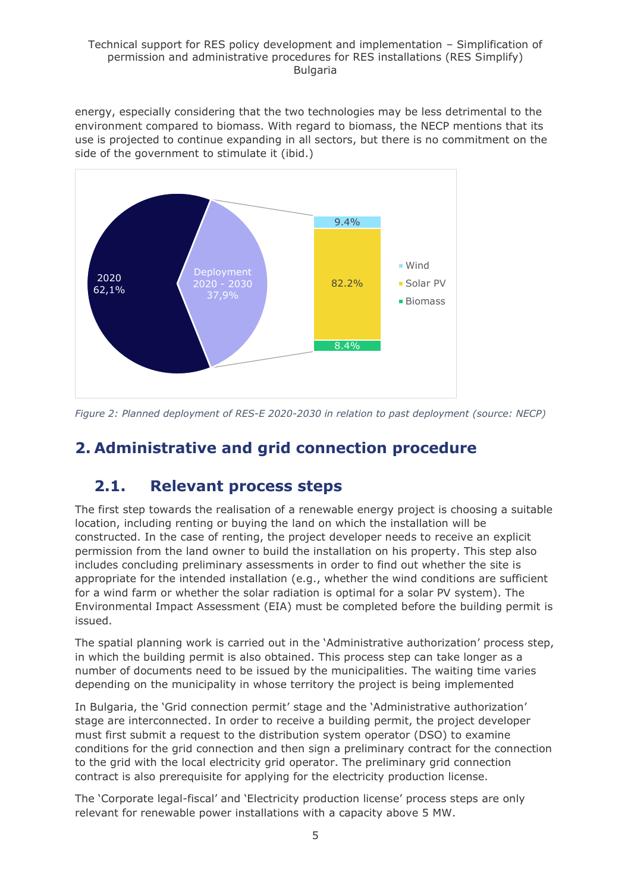energy, especially considering that the two technologies may be less detrimental to the environment compared to biomass. With regard to biomass, the NECP mentions that its use is projected to continue expanding in all sectors, but there is no commitment on the side of the government to stimulate it (ibid.)

*Figure 2: Planned deployment of RES-E 2020-2030 in relation to past deployment (source: NECP)*

# 2. Administrative and grid connection procedure

## 2.1. Relevant process steps

The first step towards the realisation of a renewable energy project is choosing a suitable location, including renting or buying the land on which the installation will be constructed. In the case of renting, the project developer needs to receive an explicit permission from the land owner to build the installation on his property. This step also includes concluding preliminary assessments in order to find out whether the site is appropriate for the intended installation (e.g., whether the wind conditions are sufficient for a wind farm or whether the solar radiation is optimal for a solar PV system). The Environmental Impact Assessment (EIA) must be completed before the building permit is issued.

The spatial planning work is carried out in the 'Administrative authorization' process step, in which the building permit is also obtained. This process step can take longer as a number of documents need to be issued by the municipalities. The waiting time varies depending on the municipality in whose territory the project is being implemented

In Bulgaria, the 'Grid connection permit' stage and the 'Administrative authorization' stage are interconnected. In order to receive a building permit, the project developer must first submit a request to the distribution system operator (DSO) to examine conditions for the grid connection and then sign a preliminary contract for the connection to the grid with the local electricity grid operator. The preliminary grid connection contract is also prerequisite for applying for the electricity production license.

The 'Corporate legal-fiscal' and 'Electricity production license' process steps are only relevant for renewable power installations with a capacity above 5 MW.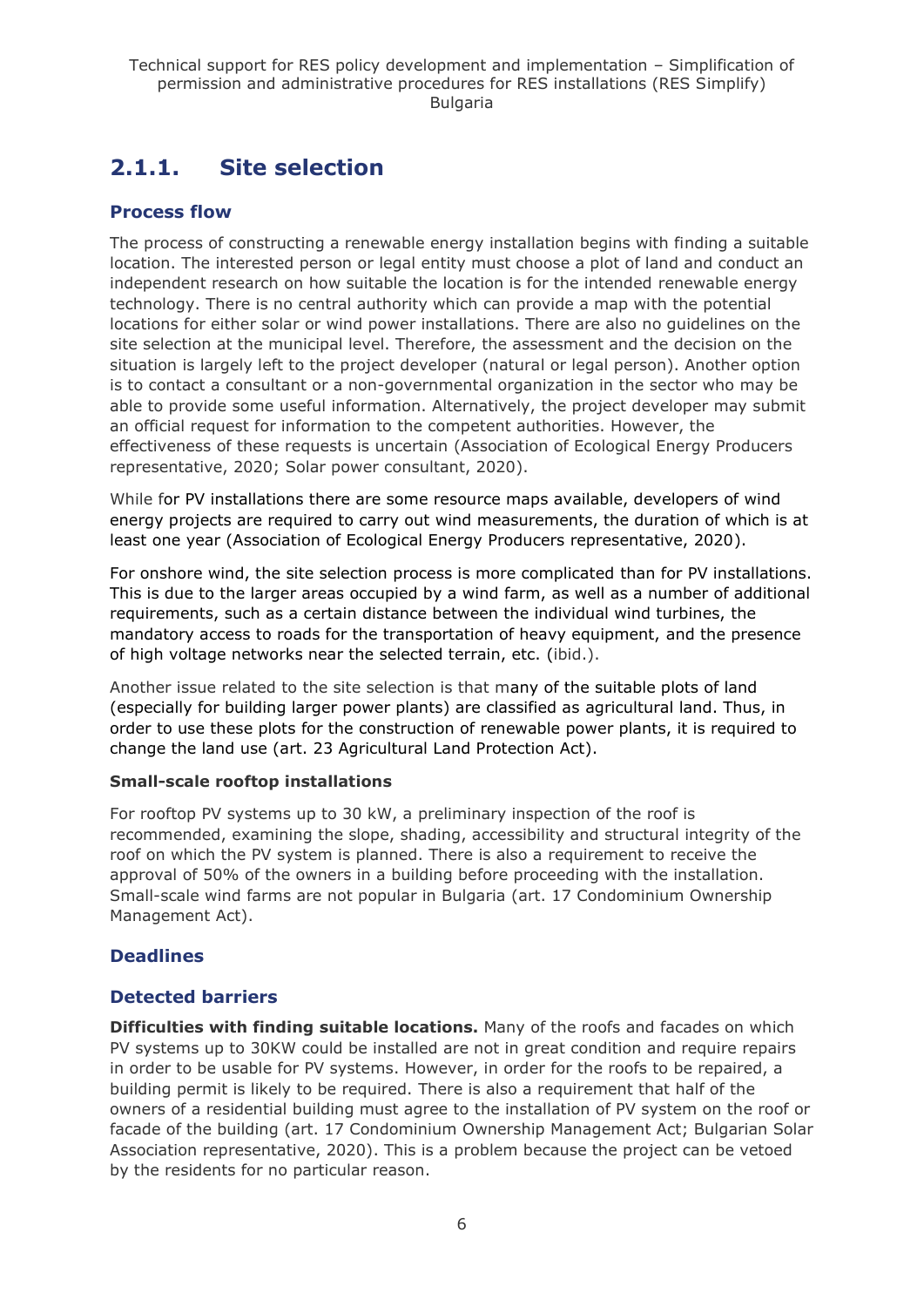## 2.1.1. Site selection

### Process flow

The process of constructing a renewable energy installation begins with finding a suitable location. The interested person or legal entity must choose a plot of land and conduct an independent research on how suitable the location is for the intended renewable energy technology. There is no central authority which can provide a map with the potential locations for either solar or wind power installations. There are also no guidelines on the site selection at the municipal level. Therefore, the assessment and the decision on the situation is largely left to the project developer (natural or legal person). Another option is to contact a consultant or a non-governmental organization in the sector who may be able to provide some useful information. Alternatively, the project developer may submit an official request for information to the competent authorities. However, the effectiveness of these requests is uncertain (Association of Ecological Energy Producers representative, 2020; Solar power consultant, 2020).

While for PV installations there are some resource maps available, developers of wind energy projects are required to carry out wind measurements, the duration of which is at least one year (Association of Ecological Energy Producers representative, 2020).

For onshore wind, the site selection process is more complicated than for PV installations. This is due to the larger areas occupied by a wind farm, as well as a number of additional requirements, such as a certain distance between the individual wind turbines, the mandatory access to roads for the transportation of heavy equipment, and the presence of high voltage networks near the selected terrain, etc. (ibid.).

Another issue related to the site selection is that many of the suitable plots of land (especially for building larger power plants) are classified as agricultural land. Thus, in order to use these plots for the construction of renewable power plants, it is required to change the land use (art. 23 Agricultural Land Protection Act).

**Small-scale rooftop installations**

For rooftop PV systems up to 30 kW, a preliminary inspection of the roof is recommended, examining the slope, shading, accessibility and structural integrity of the roof on which the PV system is planned. There is also a requirement to receive the approval of 50% of the owners in a building before proceeding with the installation. Small-scale wind farms are not popular in Bulgaria (art. 17 Condominium Ownership Management Act).

### Deadlines

### Detected barriers

**Difficulties with finding suitable locations.** Many of the roofs and facades on which PV systems up to 30KW could be installed are not in great condition and require repairs in order to be usable for PV systems. However, in order for the roofs to be repaired, a building permit is likely to be required. There is also a requirement that half of the owners of a residential building must agree to the installation of PV system on the roof or facade of the building (art. 17 Condominium Ownership Management Act; Bulgarian Solar Association representative, 2020). This is a problem because the project can be vetoed by the residents for no particular reason.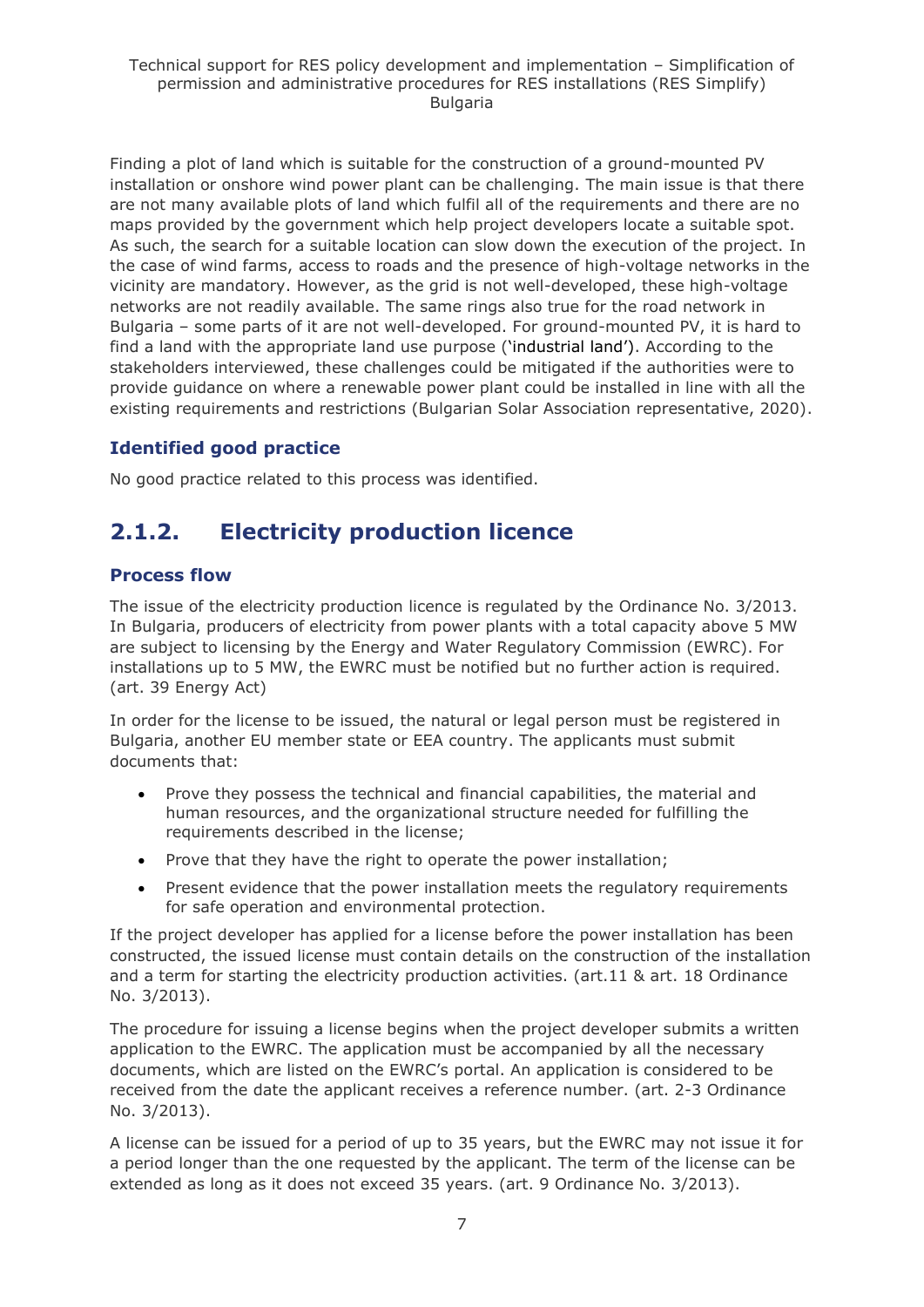Finding a plot of land which is suitable for the construction of a ground-mounted PV installation or onshore wind power plant can be challenging. The main issue is that there are not many available plots of land which fulfil all of the requirements and there are no maps provided by the government which help project developers locate a suitable spot. As such, the search for a suitable location can slow down the execution of the project. In the case of wind farms, access to roads and the presence of high-voltage networks in the vicinity are mandatory. However, as the grid is not well-developed, these high-voltage networks are not readily available. The same rings also true for the road network in Bulgaria – some parts of it are not well-developed. For ground-mounted PV, it is hard to find a land with the appropriate land use purpose ('industrial land'). According to the stakeholders interviewed, these challenges could be mitigated if the authorities were to provide guidance on where a renewable power plant could be installed in line with all the existing requirements and restrictions (Bulgarian Solar Association representative, 2020).

### Identified good practice

No good practice related to this process was identified.

## 2.1.2. Electricity production licence

### Process flow

The issue of the electricity production licence is regulated by the Ordinance No. 3/2013. In Bulgaria, producers of electricity from power plants with a total capacity above 5 MW are subject to licensing by the Energy and Water Regulatory Commission (EWRC). For installations up to 5 MW, the EWRC must be notified but no further action is required. (art. 39 Energy Act)

In order for the license to be issued, the natural or legal person must be registered in Bulgaria, another EU member state or EEA country. The applicants must submit documents that:

- Prove they possess the technical and financial capabilities, the material and human resources, and the organizational structure needed for fulfilling the requirements described in the license;
- Prove that they have the right to operate the power installation;
- Present evidence that the power installation meets the regulatory requirements for safe operation and environmental protection.

If the project developer has applied for a license before the power installation has been constructed, the issued license must contain details on the construction of the installation and a term for starting the electricity production activities. (art.11 & art. 18 Ordinance No. 3/2013).

The procedure for issuing a license begins when the project developer submits a written application to the EWRC. The application must be accompanied by all the necessary documents, which are listed on the EWRC's portal. An application is considered to be received from the date the applicant receives a reference number. (art. 2-3 Ordinance No. 3/2013).

A license can be issued for a period of up to 35 years, but the EWRC may not issue it for a period longer than the one requested by the applicant. The term of the license can be extended as long as it does not exceed 35 years. (art. 9 Ordinance No. 3/2013).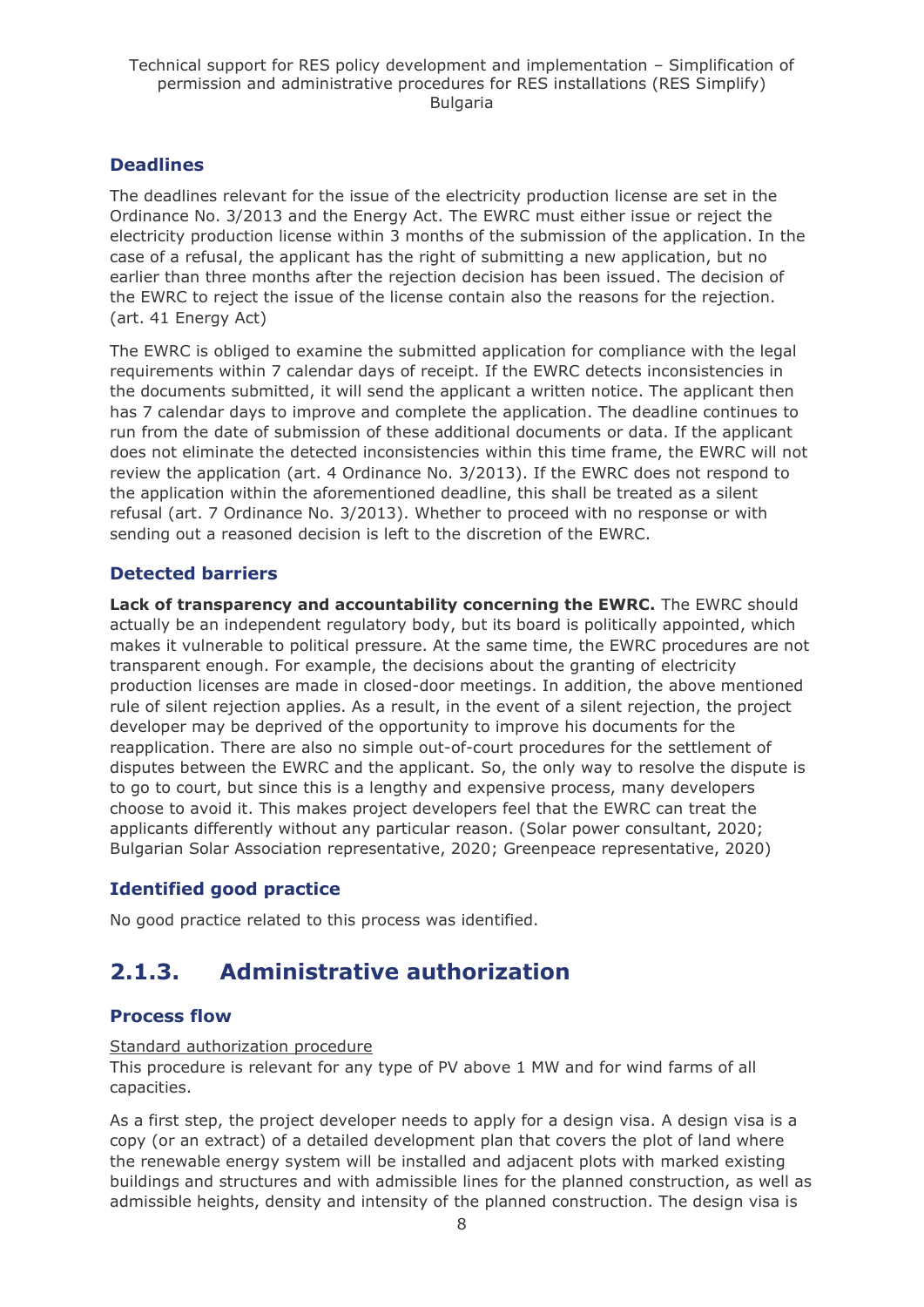### Deadlines

The deadlines relevant for the issue of the electricity production license are set in the Ordinance No. 3/2013 and the Energy Act. The EWRC must either issue or reject the electricity production license within 3 months of the submission of the application. In the case of a refusal, the applicant has the right of submitting a new application, but no earlier than three months after the rejection decision has been issued. The decision of the EWRC to reject the issue of the license contain also the reasons for the rejection. (art. 41 Energy Act)

The EWRC is obliged to examine the submitted application for compliance with the legal requirements within 7 calendar days of receipt. If the EWRC detects inconsistencies in the documents submitted, it will send the applicant a written notice. The applicant then has 7 calendar days to improve and complete the application. The deadline continues to run from the date of submission of these additional documents or data. If the applicant does not eliminate the detected inconsistencies within this time frame, the EWRC will not review the application (art. 4 Ordinance No. 3/2013). If the EWRC does not respond to the application within the aforementioned deadline, this shall be treated as a silent refusal (art. 7 Ordinance No. 3/2013). Whether to proceed with no response or with sending out a reasoned decision is left to the discretion of the EWRC.

### Detected barriers

**Lack of transparency and accountability concerning the EWRC.** The EWRC should actually be an independent regulatory body, but its board is politically appointed, which makes it vulnerable to political pressure. At the same time, the EWRC procedures are not transparent enough. For example, the decisions about the granting of electricity production licenses are made in closed-door meetings. In addition, the above mentioned rule of silent rejection applies. As a result, in the event of a silent rejection, the project developer may be deprived of the opportunity to improve his documents for the reapplication. There are also no simple out-of-court procedures for the settlement of disputes between the EWRC and the applicant. So, the only way to resolve the dispute is to go to court, but since this is a lengthy and expensive process, many developers choose to avoid it. This makes project developers feel that the EWRC can treat the applicants differently without any particular reason. (Solar power consultant, 2020; Bulgarian Solar Association representative, 2020; Greenpeace representative, 2020)

### Identified good practice

No good practice related to this process was identified.

## 2.1.3. Administrative authorization

### Process flow

Standard authorization procedure

This procedure is relevant for any type of PV above 1 MW and for wind farms of all capacities.

As a first step, the project developer needs to apply for a design visa. A design visa is a copy (or an extract) of a detailed development plan that covers the plot of land where the renewable energy system will be installed and adjacent plots with marked existing buildings and structures and with admissible lines for the planned construction, as well as admissible heights, density and intensity of the planned construction. The design visa is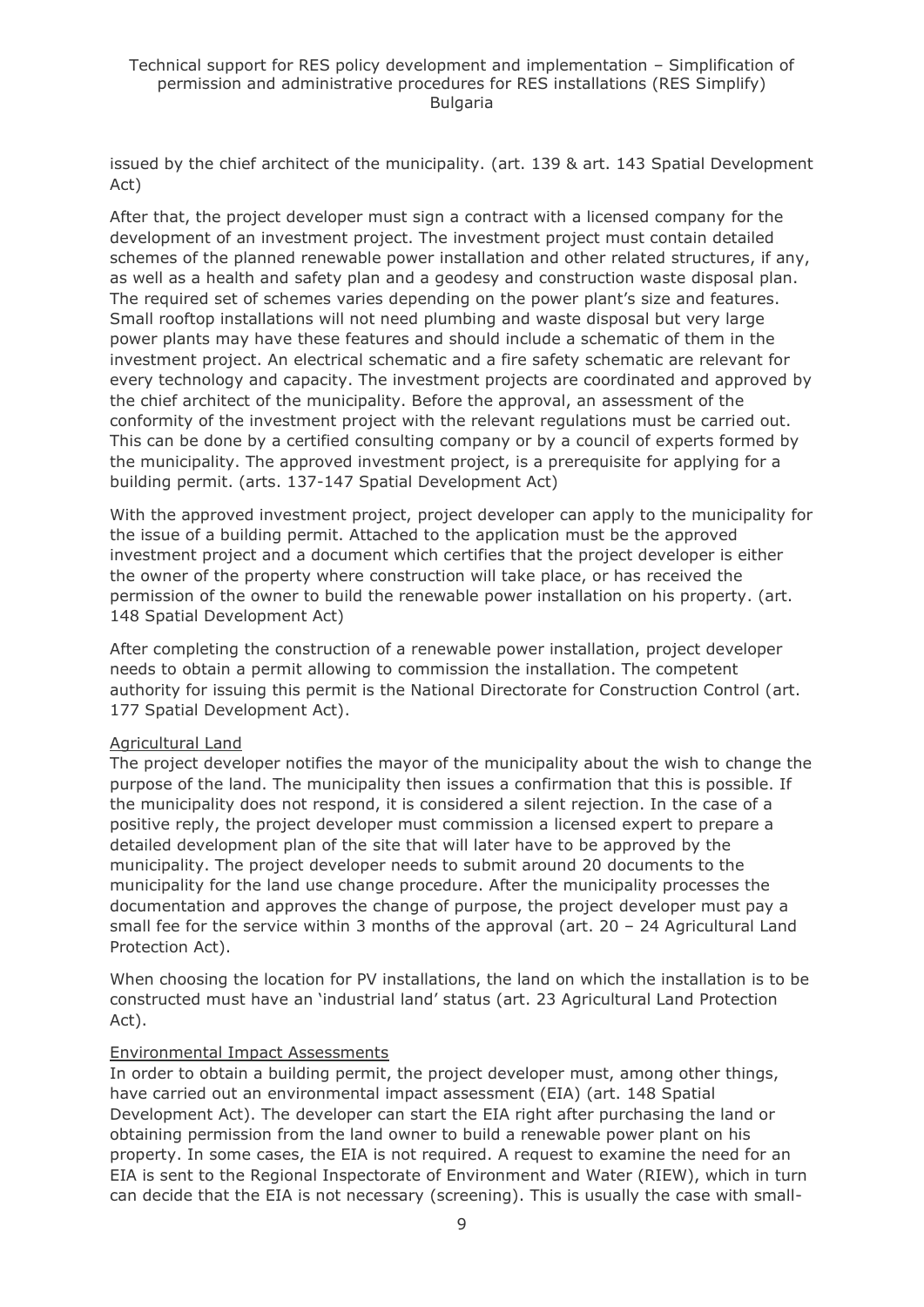issued by the chief architect of the municipality. (art. 139 & art. 143 Spatial Development Act)

After that, the project developer must sign a contract with a licensed company for the development of an investment project. The investment project must contain detailed schemes of the planned renewable power installation and other related structures, if any, as well as a health and safety plan and a geodesy and construction waste disposal plan. The required set of schemes varies depending on the power plant's size and features. Small rooftop installations will not need plumbing and waste disposal but very large power plants may have these features and should include a schematic of them in the investment project. An electrical schematic and a fire safety schematic are relevant for every technology and capacity. The investment projects are coordinated and approved by the chief architect of the municipality. Before the approval, an assessment of the conformity of the investment project with the relevant regulations must be carried out. This can be done by a certified consulting company or by a council of experts formed by the municipality. The approved investment project, is a prerequisite for applying for a building permit. (arts. 137-147 Spatial Development Act)

With the approved investment project, project developer can apply to the municipality for the issue of a building permit. Attached to the application must be the approved investment project and a document which certifies that the project developer is either the owner of the property where construction will take place, or has received the permission of the owner to build the renewable power installation on his property. (art. 148 Spatial Development Act)

After completing the construction of a renewable power installation, project developer needs to obtain a permit allowing to commission the installation. The competent authority for issuing this permit is the National Directorate for Construction Control (art. 177 Spatial Development Act).

Agricultural Land

The project developer notifies the mayor of the municipality about the wish to change the purpose of the land. The municipality then issues a confirmation that this is possible. If the municipality does not respond, it is considered a silent rejection. In the case of a positive reply, the project developer must commission a licensed expert to prepare a detailed development plan of the site that will later have to be approved by the municipality. The project developer needs to submit around 20 documents to the municipality for the land use change procedure. After the municipality processes the documentation and approves the change of purpose, the project developer must pay a small fee for the service within 3 months of the approval (art. 20 – 24 Agricultural Land Protection Act).

When choosing the location for PV installations, the land on which the installation is to be constructed must have an 'industrial land' status (art. 23 Agricultural Land Protection Act).

Environmental Impact Assessments

In order to obtain a building permit, the project developer must, among other things, have carried out an environmental impact assessment (EIA) (art. 148 Spatial Development Act). The developer can start the EIA right after purchasing the land or obtaining permission from the land owner to build a renewable power plant on his property. In some cases, the EIA is not required. A request to examine the need for an EIA is sent to the Regional Inspectorate of Environment and Water (RIEW), which in turn can decide that the EIA is not necessary (screening). This is usually the case with small-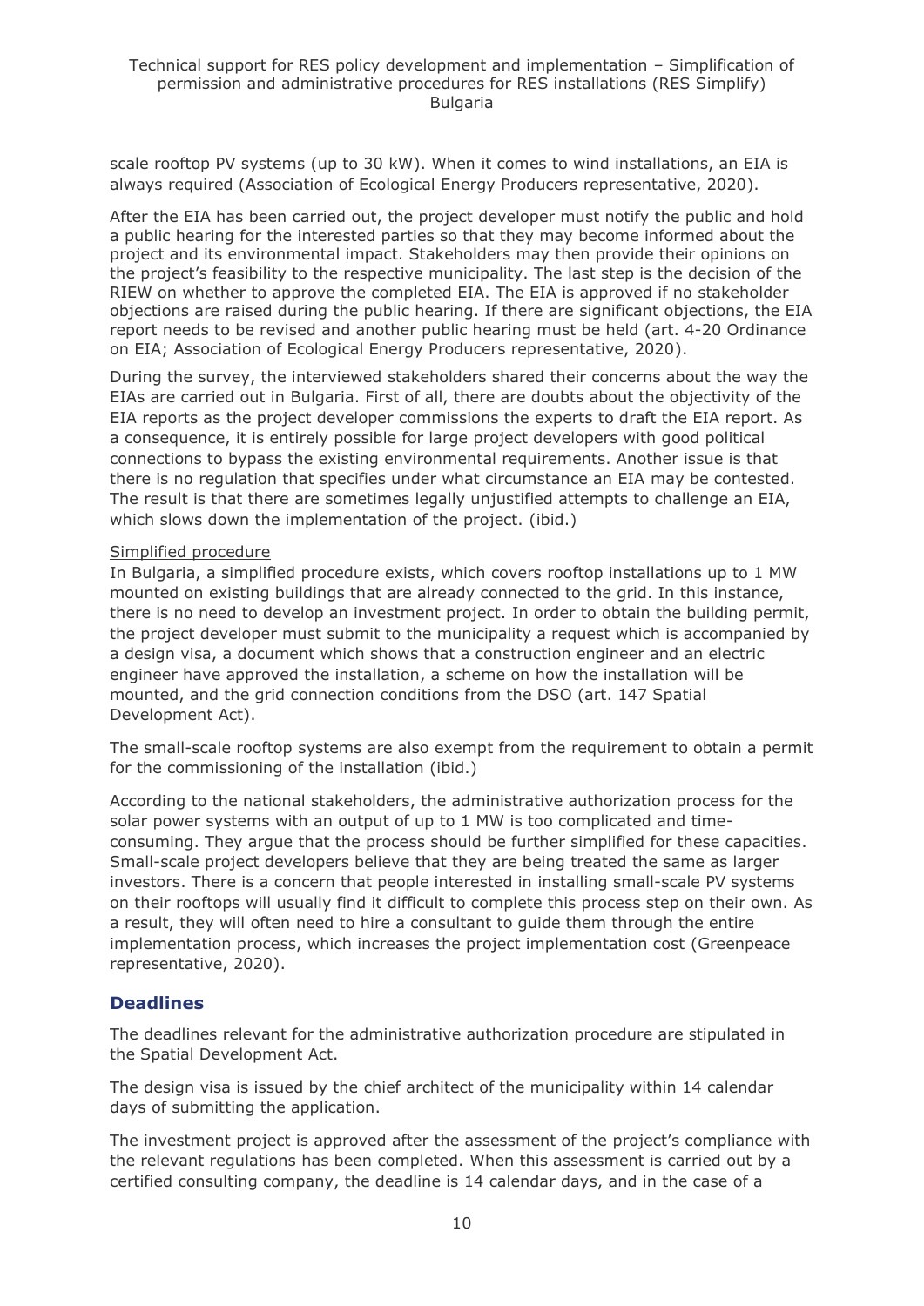scale rooftop PV systems (up to 30 kW). When it comes to wind installations, an EIA is always required (Association of Ecological Energy Producers representative, 2020).

After the EIA has been carried out, the project developer must notify the public and hold a public hearing for the interested parties so that they may become informed about the project and its environmental impact. Stakeholders may then provide their opinions on the project's feasibility to the respective municipality. The last step is the decision of the RIEW on whether to approve the completed EIA. The EIA is approved if no stakeholder objections are raised during the public hearing. If there are significant objections, the EIA report needs to be revised and another public hearing must be held (art. 4-20 Ordinance on EIA; Association of Ecological Energy Producers representative, 2020).

During the survey, the interviewed stakeholders shared their concerns about the way the EIAs are carried out in Bulgaria. First of all, there are doubts about the objectivity of the EIA reports as the project developer commissions the experts to draft the EIA report. As a consequence, it is entirely possible for large project developers with good political connections to bypass the existing environmental requirements. Another issue is that there is no regulation that specifies under what circumstance an EIA may be contested. The result is that there are sometimes legally unjustified attempts to challenge an EIA, which slows down the implementation of the project. (ibid.)

Simplified procedure

In Bulgaria, a simplified procedure exists, which covers rooftop installations up to 1 MW mounted on existing buildings that are already connected to the grid. In this instance, there is no need to develop an investment project. In order to obtain the building permit, the project developer must submit to the municipality a request which is accompanied by a design visa, a document which shows that a construction engineer and an electric engineer have approved the installation, a scheme on how the installation will be mounted, and the grid connection conditions from the DSO (art. 147 Spatial Development Act).

The small-scale rooftop systems are also exempt from the requirement to obtain a permit for the commissioning of the installation (ibid.)

According to the national stakeholders, the administrative authorization process for the solar power systems with an output of up to 1 MW is too complicated and time-consuming. They argue that the process should be further simplified for these capacities. Small-scale project developers believe that they are being treated the same as larger investors. There is a concern that people interested in installing small-scale PV systems on their rooftops will usually find it difficult to complete this process step on their own. As a result, they will often need to hire a consultant to guide them through the entire implementation process, which increases the project implementation cost (Greenpeace representative, 2020).

## Deadlines

The deadlines relevant for the administrative authorization procedure are stipulated in the Spatial Development Act.

The design visa is issued by the chief architect of the municipality within 14 calendar days of submitting the application.

The investment project is approved after the assessment of the project's compliance with the relevant regulations has been completed. When this assessment is carried out by a certified consulting company, the deadline is 14 calendar days, and in the case of a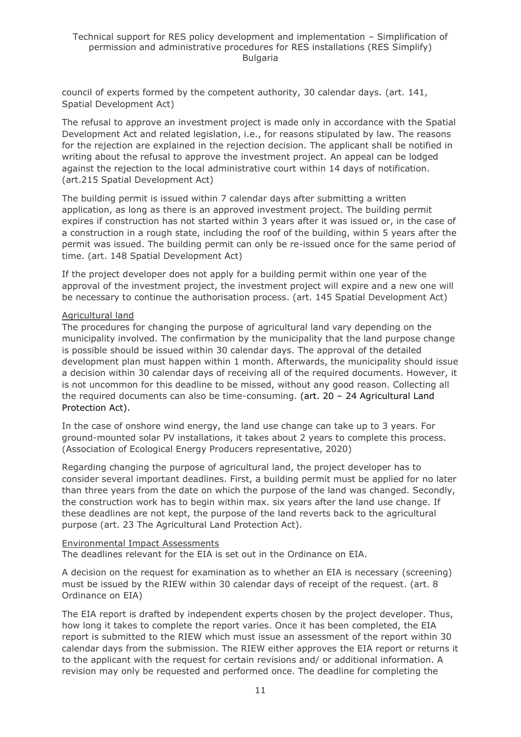council of experts formed by the competent authority, 30 calendar days. (art. 141, Spatial Development Act)

The refusal to approve an investment project is made only in accordance with the Spatial Development Act and related legislation, i.e., for reasons stipulated by law. The reasons for the rejection are explained in the rejection decision. The applicant shall be notified in writing about the refusal to approve the investment project. An appeal can be lodged against the rejection to the local administrative court within 14 days of notification. (art.215 Spatial Development Act)

The building permit is issued within 7 calendar days after submitting a written application, as long as there is an approved investment project. The building permit expires if construction has not started within 3 years after it was issued or, in the case of a construction in a rough state, including the roof of the building, within 5 years after the permit was issued. The building permit can only be re-issued once for the same period of time. (art. 148 Spatial Development Act)

If the project developer does not apply for a building permit within one year of the approval of the investment project, the investment project will expire and a new one will be necessary to continue the authorisation process. (art. 145 Spatial Development Act)

Agricultural land

The procedures for changing the purpose of agricultural land vary depending on the municipality involved. The confirmation by the municipality that the land purpose change is possible should be issued within 30 calendar days. The approval of the detailed development plan must happen within 1 month. Afterwards, the municipality should issue a decision within 30 calendar days of receiving all of the required documents. However, it is not uncommon for this deadline to be missed, without any good reason. Collecting all the required documents can also be time-consuming. (art. 20 – 24 Agricultural Land Protection Act).

In the case of onshore wind energy, the land use change can take up to 3 years. For ground-mounted solar PV installations, it takes about 2 years to complete this process. (Association of Ecological Energy Producers representative, 2020)

Regarding changing the purpose of agricultural land, the project developer has to consider several important deadlines. First, a building permit must be applied for no later than three years from the date on which the purpose of the land was changed. Secondly, the construction work has to begin within max. six years after the land use change. If these deadlines are not kept, the purpose of the land reverts back to the agricultural purpose (art. 23 The Agricultural Land Protection Act).

Environmental Impact Assessments

The deadlines relevant for the EIA is set out in the Ordinance on EIA.

A decision on the request for examination as to whether an EIA is necessary (screening) must be issued by the RIEW within 30 calendar days of receipt of the request. (art. 8 Ordinance on EIA)

The EIA report is drafted by independent experts chosen by the project developer. Thus, how long it takes to complete the report varies. Once it has been completed, the EIA report is submitted to the RIEW which must issue an assessment of the report within 30 calendar days from the submission. The RIEW either approves the EIA report or returns it to the applicant with the request for certain revisions and/ or additional information. A revision may only be requested and performed once. The deadline for completing the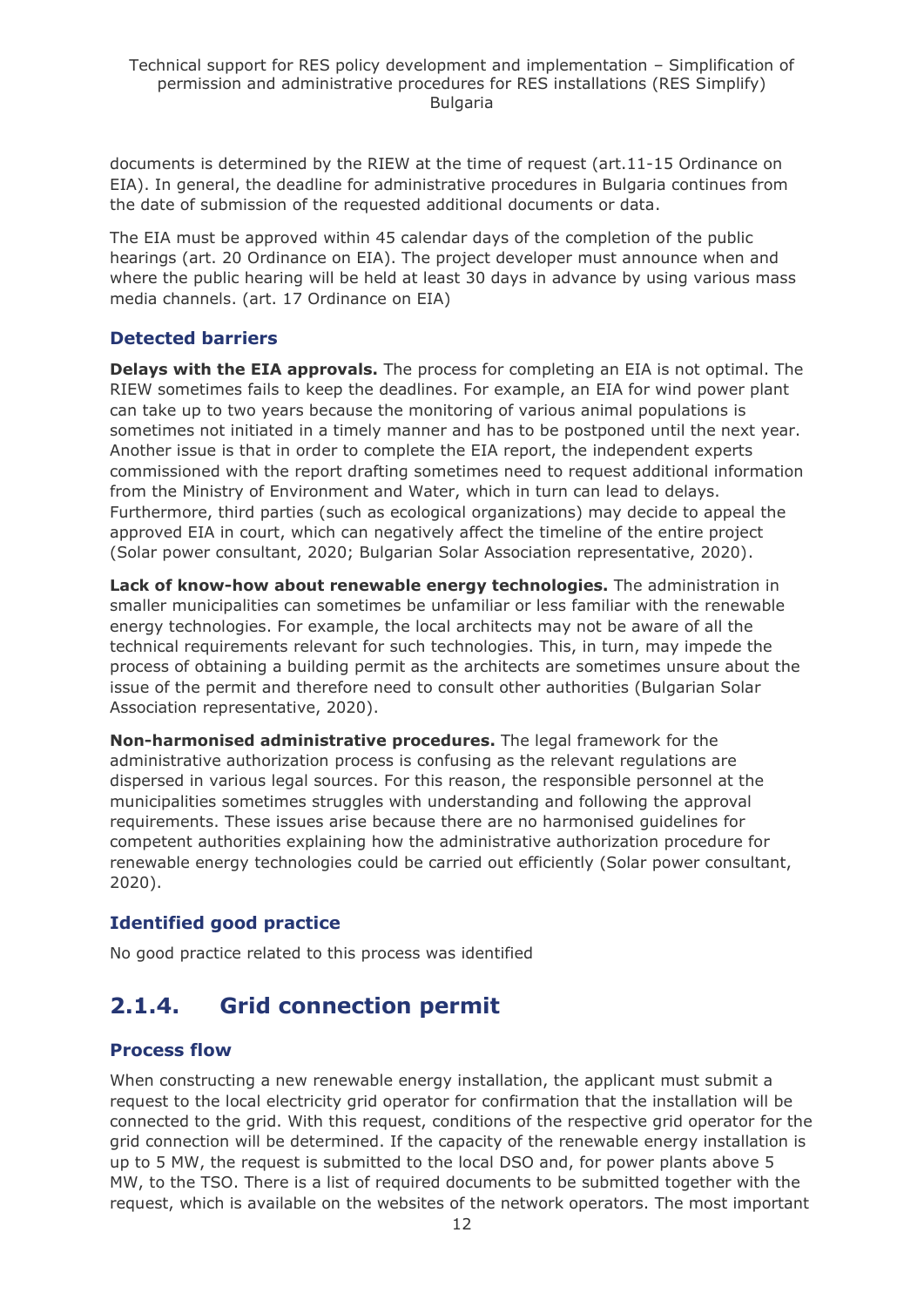documents is determined by the RIEW at the time of request (art.11-15 Ordinance on EIA). In general, the deadline for administrative procedures in Bulgaria continues from the date of submission of the requested additional documents or data.

The EIA must be approved within 45 calendar days of the completion of the public hearings (art. 20 Ordinance on EIA). The project developer must announce when and where the public hearing will be held at least 30 days in advance by using various mass media channels. (art. 17 Ordinance on EIA)

### Detected barriers

**Delays with the EIA approvals.** The process for completing an EIA is not optimal. The RIEW sometimes fails to keep the deadlines. For example, an EIA for wind power plant can take up to two years because the monitoring of various animal populations is sometimes not initiated in a timely manner and has to be postponed until the next year. Another issue is that in order to complete the EIA report, the independent experts commissioned with the report drafting sometimes need to request additional information from the Ministry of Environment and Water, which in turn can lead to delays. Furthermore, third parties (such as ecological organizations) may decide to appeal the approved EIA in court, which can negatively affect the timeline of the entire project (Solar power consultant, 2020; Bulgarian Solar Association representative, 2020).

**Lack of know-how about renewable energy technologies.** The administration in smaller municipalities can sometimes be unfamiliar or less familiar with the renewable energy technologies. For example, the local architects may not be aware of all the technical requirements relevant for such technologies. This, in turn, may impede the process of obtaining a building permit as the architects are sometimes unsure about the issue of the permit and therefore need to consult other authorities (Bulgarian Solar Association representative, 2020).

**Non-harmonised administrative procedures.** The legal framework for the administrative authorization process is confusing as the relevant regulations are dispersed in various legal sources. For this reason, the responsible personnel at the municipalities sometimes struggles with understanding and following the approval requirements. These issues arise because there are no harmonised guidelines for competent authorities explaining how the administrative authorization procedure for renewable energy technologies could be carried out efficiently (Solar power consultant, 2020).

### Identified good practice

No good practice related to this process was identified

## 2.1.4. Grid connection permit

### Process flow

When constructing a new renewable energy installation, the applicant must submit a request to the local electricity grid operator for confirmation that the installation will be connected to the grid. With this request, conditions of the respective grid operator for the grid connection will be determined. If the capacity of the renewable energy installation is up to 5 MW, the request is submitted to the local DSO and, for power plants above 5 MW, to the TSO. There is a list of required documents to be submitted together with the request, which is available on the websites of the network operators. The most important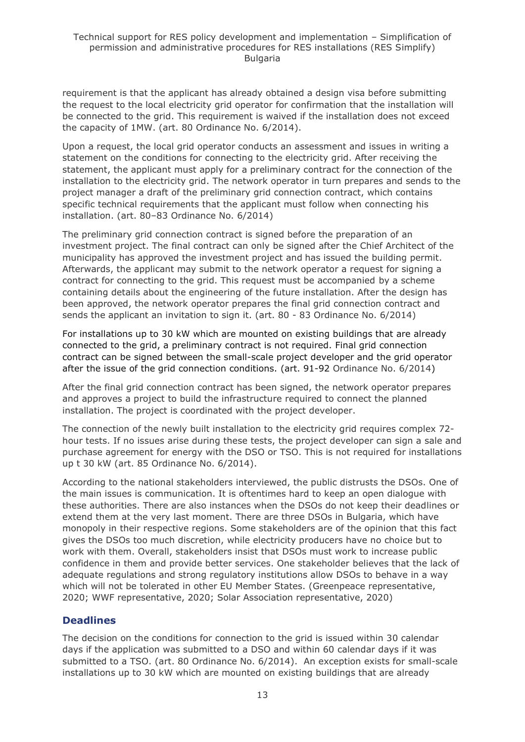requirement is that the applicant has already obtained a design visa before submitting the request to the local electricity grid operator for confirmation that the installation will be connected to the grid. This requirement is waived if the installation does not exceed the capacity of 1MW. (art. 80 Ordinance No. 6/2014).

Upon a request, the local grid operator conducts an assessment and issues in writing a statement on the conditions for connecting to the electricity grid. After receiving the statement, the applicant must apply for a preliminary contract for the connection of the installation to the electricity grid. The network operator in turn prepares and sends to the project manager a draft of the preliminary grid connection contract, which contains specific technical requirements that the applicant must follow when connecting his installation. (art. 80–83 Ordinance No. 6/2014)

The preliminary grid connection contract is signed before the preparation of an investment project. The final contract can only be signed after the Chief Architect of the municipality has approved the investment project and has issued the building permit. Afterwards, the applicant may submit to the network operator a request for signing a contract for connecting to the grid. This request must be accompanied by a scheme containing details about the engineering of the future installation. After the design has been approved, the network operator prepares the final grid connection contract and sends the applicant an invitation to sign it. (art. 80 - 83 Ordinance No. 6/2014)

For installations up to 30 kW which are mounted on existing buildings that are already connected to the grid, a preliminary contract is not required. Final grid connection contract can be signed between the small-scale project developer and the grid operator after the issue of the grid connection conditions. (art. 91-92 Ordinance No. 6/2014)

After the final grid connection contract has been signed, the network operator prepares and approves a project to build the infrastructure required to connect the planned installation. The project is coordinated with the project developer.

The connection of the newly built installation to the electricity grid requires complex 72-hour tests. If no issues arise during these tests, the project developer can sign a sale and purchase agreement for energy with the DSO or TSO. This is not required for installations up t 30 kW (art. 85 Ordinance No. 6/2014).

According to the national stakeholders interviewed, the public distrusts the DSOs. One of the main issues is communication. It is oftentimes hard to keep an open dialogue with these authorities. There are also instances when the DSOs do not keep their deadlines or extend them at the very last moment. There are three DSOs in Bulgaria, which have monopoly in their respective regions. Some stakeholders are of the opinion that this fact gives the DSOs too much discretion, while electricity producers have no choice but to work with them. Overall, stakeholders insist that DSOs must work to increase public confidence in them and provide better services. One stakeholder believes that the lack of adequate regulations and strong regulatory institutions allow DSOs to behave in a way which will not be tolerated in other EU Member States. (Greenpeace representative, 2020; WWF representative, 2020; Solar Association representative, 2020)

## Deadlines

The decision on the conditions for connection to the grid is issued within 30 calendar days if the application was submitted to a DSO and within 60 calendar days if it was submitted to a TSO. (art. 80 Ordinance No. 6/2014). An exception exists for small-scale installations up to 30 kW which are mounted on existing buildings that are already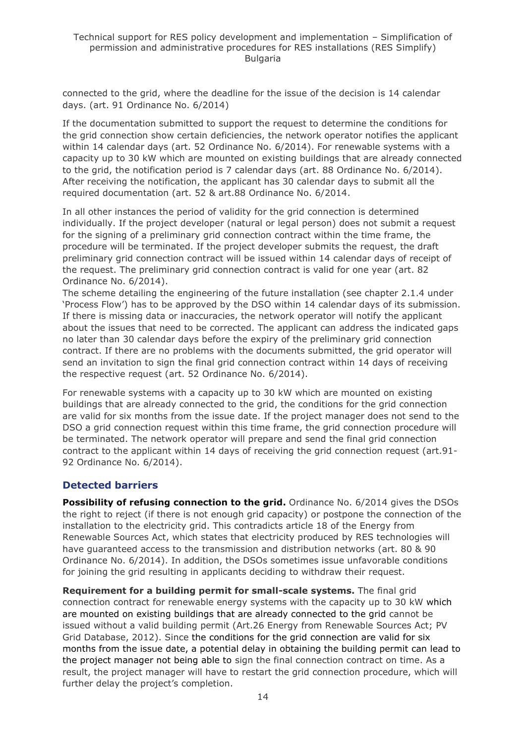connected to the grid, where the deadline for the issue of the decision is 14 calendar days. (art. 91 Ordinance No. 6/2014)

If the documentation submitted to support the request to determine the conditions for the grid connection show certain deficiencies, the network operator notifies the applicant within 14 calendar days (art. 52 Ordinance No. 6/2014). For renewable systems with a capacity up to 30 kW which are mounted on existing buildings that are already connected to the grid, the notification period is 7 calendar days (art. 88 Ordinance No. 6/2014). After receiving the notification, the applicant has 30 calendar days to submit all the required documentation (art. 52 & art.88 Ordinance No. 6/2014.

In all other instances the period of validity for the grid connection is determined individually. If the project developer (natural or legal person) does not submit a request for the signing of a preliminary grid connection contract within the time frame, the procedure will be terminated. If the project developer submits the request, the draft preliminary grid connection contract will be issued within 14 calendar days of receipt of the request. The preliminary grid connection contract is valid for one year (art. 82 Ordinance No. 6/2014).
The scheme detailing the engineering of the future installation (see chapter 2.1.4 under 'Process Flow') has to be approved by the DSO within 14 calendar days of its submission. If there is missing data or inaccuracies, the network operator will notify the applicant about the issues that need to be corrected. The applicant can address the indicated gaps no later than 30 calendar days before the expiry of the preliminary grid connection contract. If there are no problems with the documents submitted, the grid operator will send an invitation to sign the final grid connection contract within 14 days of receiving the respective request (art. 52 Ordinance No. 6/2014).

For renewable systems with a capacity up to 30 kW which are mounted on existing buildings that are already connected to the grid, the conditions for the grid connection are valid for six months from the issue date. If the project manager does not send to the DSO a grid connection request within this time frame, the grid connection procedure will be terminated. The network operator will prepare and send the final grid connection contract to the applicant within 14 days of receiving the grid connection request (art.91-92 Ordinance No. 6/2014).

### Detected barriers

**Possibility of refusing connection to the grid.** Ordinance No. 6/2014 gives the DSOs the right to reject (if there is not enough grid capacity) or postpone the connection of the installation to the electricity grid. This contradicts article 18 of the Energy from Renewable Sources Act, which states that electricity produced by RES technologies will have guaranteed access to the transmission and distribution networks (art. 80 & 90 Ordinance No. 6/2014). In addition, the DSOs sometimes issue unfavorable conditions for joining the grid resulting in applicants deciding to withdraw their request.

**Requirement for a building permit for small-scale systems.** The final grid connection contract for renewable energy systems with the capacity up to 30 kW which are mounted on existing buildings that are already connected to the grid cannot be issued without a valid building permit (Art.26 Energy from Renewable Sources Act; PV Grid Database, 2012). Since the conditions for the grid connection are valid for six months from the issue date, a potential delay in obtaining the building permit can lead to the project manager not being able to sign the final connection contract on time. As a result, the project manager will have to restart the grid connection procedure, which will further delay the project's completion.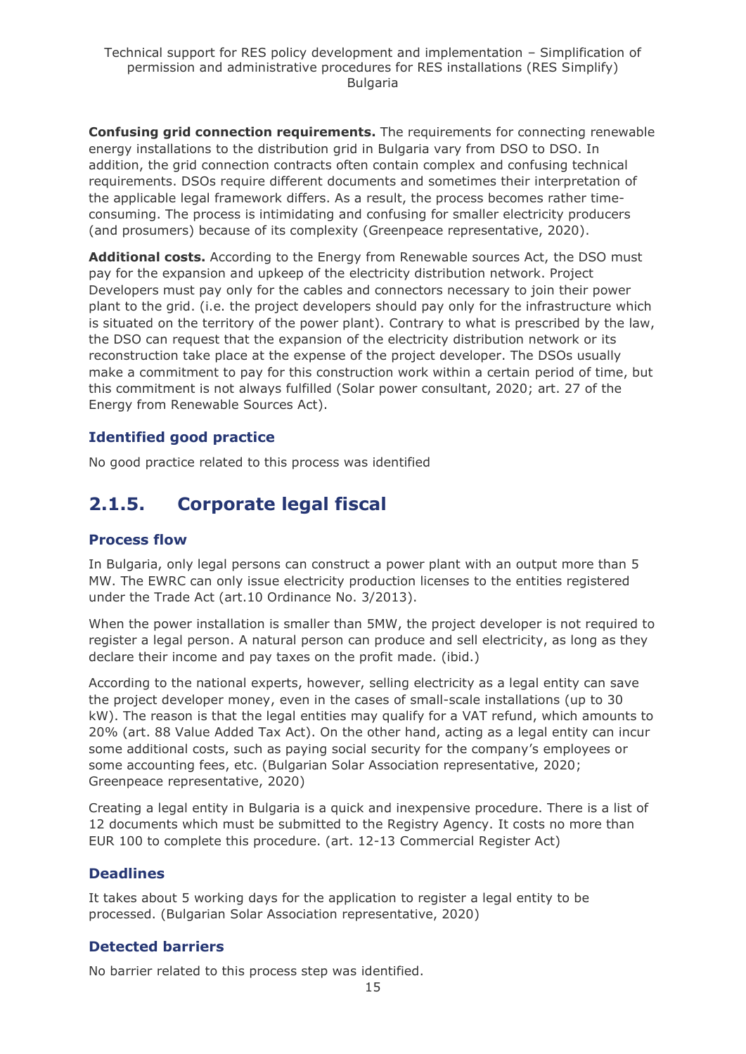**Confusing grid connection requirements.** The requirements for connecting renewable energy installations to the distribution grid in Bulgaria vary from DSO to DSO. In addition, the grid connection contracts often contain complex and confusing technical requirements. DSOs require different documents and sometimes their interpretation of the applicable legal framework differs. As a result, the process becomes rather time-consuming. The process is intimidating and confusing for smaller electricity producers (and prosumers) because of its complexity (Greenpeace representative, 2020).

**Additional costs.** According to the Energy from Renewable sources Act, the DSO must pay for the expansion and upkeep of the electricity distribution network. Project Developers must pay only for the cables and connectors necessary to join their power plant to the grid. (i.e. the project developers should pay only for the infrastructure which is situated on the territory of the power plant). Contrary to what is prescribed by the law, the DSO can request that the expansion of the electricity distribution network or its reconstruction take place at the expense of the project developer. The DSOs usually make a commitment to pay for this construction work within a certain period of time, but this commitment is not always fulfilled (Solar power consultant, 2020; art. 27 of the Energy from Renewable Sources Act).

### Identified good practice

No good practice related to this process was identified

## 2.1.5. Corporate legal fiscal

### Process flow

In Bulgaria, only legal persons can construct a power plant with an output more than 5 MW. The EWRC can only issue electricity production licenses to the entities registered under the Trade Act (art.10 Ordinance No. 3/2013).

When the power installation is smaller than 5MW, the project developer is not required to register a legal person. A natural person can produce and sell electricity, as long as they declare their income and pay taxes on the profit made. (ibid.)

According to the national experts, however, selling electricity as a legal entity can save the project developer money, even in the cases of small-scale installations (up to 30 kW). The reason is that the legal entities may qualify for a VAT refund, which amounts to 20% (art. 88 Value Added Tax Act). On the other hand, acting as a legal entity can incur some additional costs, such as paying social security for the company's employees or some accounting fees, etc. (Bulgarian Solar Association representative, 2020; Greenpeace representative, 2020)

Creating a legal entity in Bulgaria is a quick and inexpensive procedure. There is a list of 12 documents which must be submitted to the Registry Agency. It costs no more than EUR 100 to complete this procedure. (art. 12-13 Commercial Register Act)

### Deadlines

It takes about 5 working days for the application to register a legal entity to be processed. (Bulgarian Solar Association representative, 2020)

### Detected barriers

No barrier related to this process step was identified.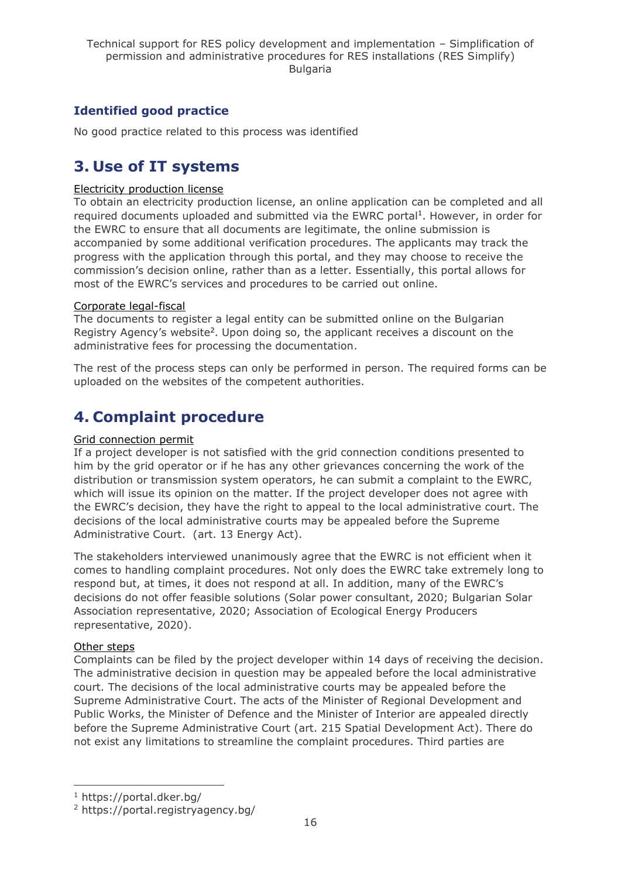### Identified good practice

No good practice related to this process was identified

## 3. Use of IT systems

Electricity production license

To obtain an electricity production license, an online application can be completed and all required documents uploaded and submitted via the EWRC portal[1]. However, in order for the EWRC to ensure that all documents are legitimate, the online submission is accompanied by some additional verification procedures. The applicants may track the progress with the application through this portal, and they may choose to receive the commission's decision online, rather than as a letter. Essentially, this portal allows for most of the EWRC's services and procedures to be carried out online.

Corporate legal-fiscal

The documents to register a legal entity can be submitted online on the Bulgarian Registry Agency's website[2]. Upon doing so, the applicant receives a discount on the administrative fees for processing the documentation.

The rest of the process steps can only be performed in person. The required forms can be uploaded on the websites of the competent authorities.

## 4. Complaint procedure

Grid connection permit

If a project developer is not satisfied with the grid connection conditions presented to him by the grid operator or if he has any other grievances concerning the work of the distribution or transmission system operators, he can submit a complaint to the EWRC, which will issue its opinion on the matter. If the project developer does not agree with the EWRC's decision, they have the right to appeal to the local administrative court. The decisions of the local administrative courts may be appealed before the Supreme Administrative Court. (art. 13 Energy Act).

The stakeholders interviewed unanimously agree that the EWRC is not efficient when it comes to handling complaint procedures. Not only does the EWRC take extremely long to respond but, at times, it does not respond at all. In addition, many of the EWRC's decisions do not offer feasible solutions (Solar power consultant, 2020; Bulgarian Solar Association representative, 2020; Association of Ecological Energy Producers representative, 2020).

Other steps

Complaints can be filed by the project developer within 14 days of receiving the decision. The administrative decision in question may be appealed before the local administrative court. The decisions of the local administrative courts may be appealed before the Supreme Administrative Court. The acts of the Minister of Regional Development and Public Works, the Minister of Defence and the Minister of Interior are appealed directly before the Supreme Administrative Court (art. 215 Spatial Development Act). There do not exist any limitations to streamline the complaint procedures. Third parties are

[1] https://portal.dker.bg/

[2] https://portal.registryagency.bg/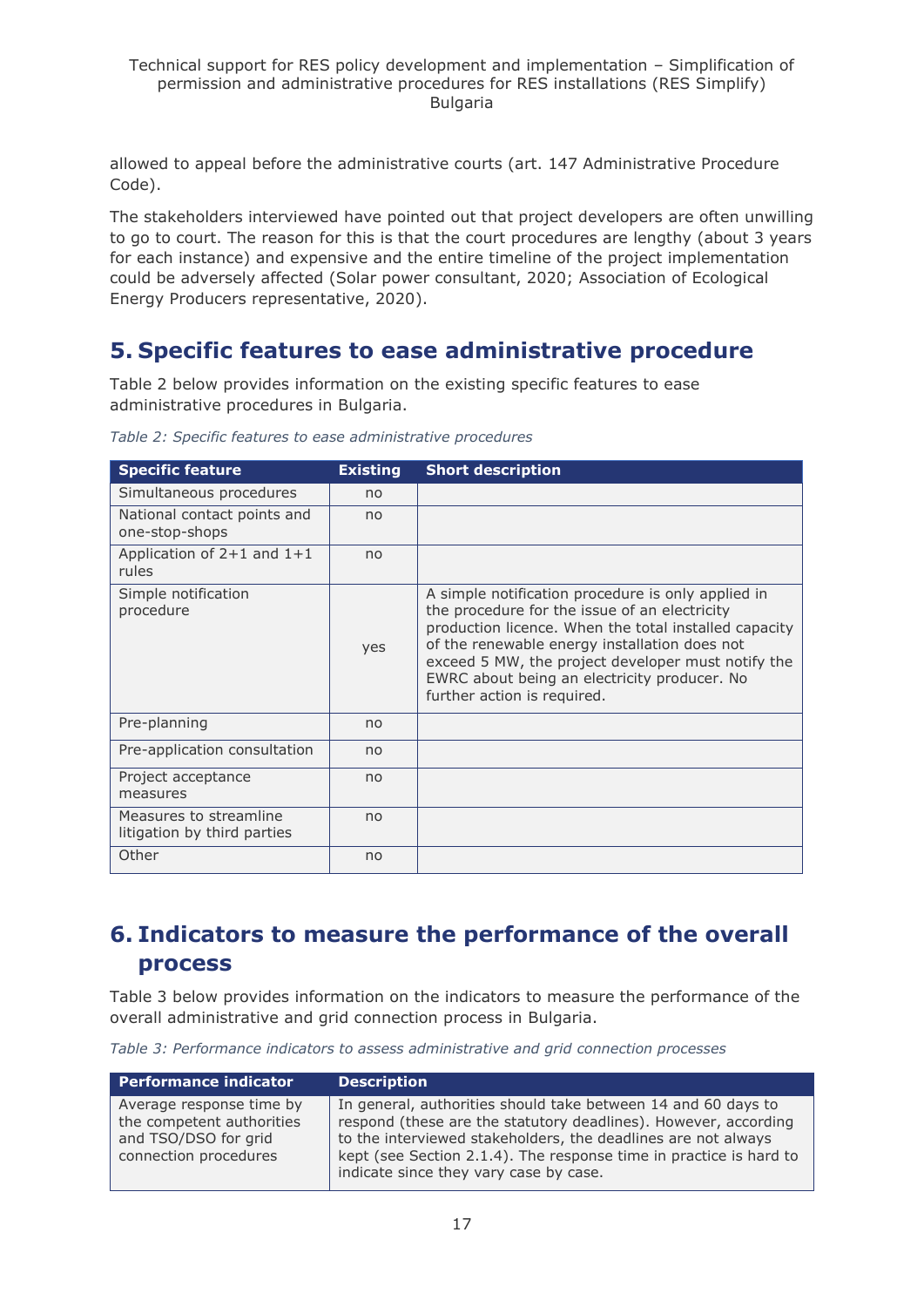allowed to appeal before the administrative courts (art. 147 Administrative Procedure Code).

The stakeholders interviewed have pointed out that project developers are often unwilling to go to court. The reason for this is that the court procedures are lengthy (about 3 years for each instance) and expensive and the entire timeline of the project implementation could be adversely affected (Solar power consultant, 2020; Association of Ecological Energy Producers representative, 2020).

# 5. Specific features to ease administrative procedure

Table 2 below provides information on the existing specific features to ease administrative procedures in Bulgaria.

*Table 2: Specific features to ease administrative procedures*

| Specific feature | Existing | Short description |
|---|---|---|
| Simultaneous procedures | no | |
| National contact points and one-stop-shops | no | |
| Application of 2+1 and 1+1 rules | no | |
| Simple notification procedure | yes | A simple notification procedure is only applied in the procedure for the issue of an electricity production licence. When the total installed capacity of the renewable energy installation does not exceed 5 MW, the project developer must notify the EWRC about being an electricity producer. No further action is required. |
| Pre-planning | no | |
| Pre-application consultation | no | |
| Project acceptance measures | no | |
| Measures to streamline litigation by third parties | no | |
| Other | no | |

# 6. Indicators to measure the performance of the overall process

Table 3 below provides information on the indicators to measure the performance of the overall administrative and grid connection process in Bulgaria.

*Table 3: Performance indicators to assess administrative and grid connection processes*

| Performance indicator | Description |
|---|---|
| Average response time by the competent authorities and TSO/DSO for grid connection procedures | In general, authorities should take between 14 and 60 days to respond (these are the statutory deadlines). However, according to the interviewed stakeholders, the deadlines are not always kept (see Section 2.1.4). The response time in practice is hard to indicate since they vary case by case. |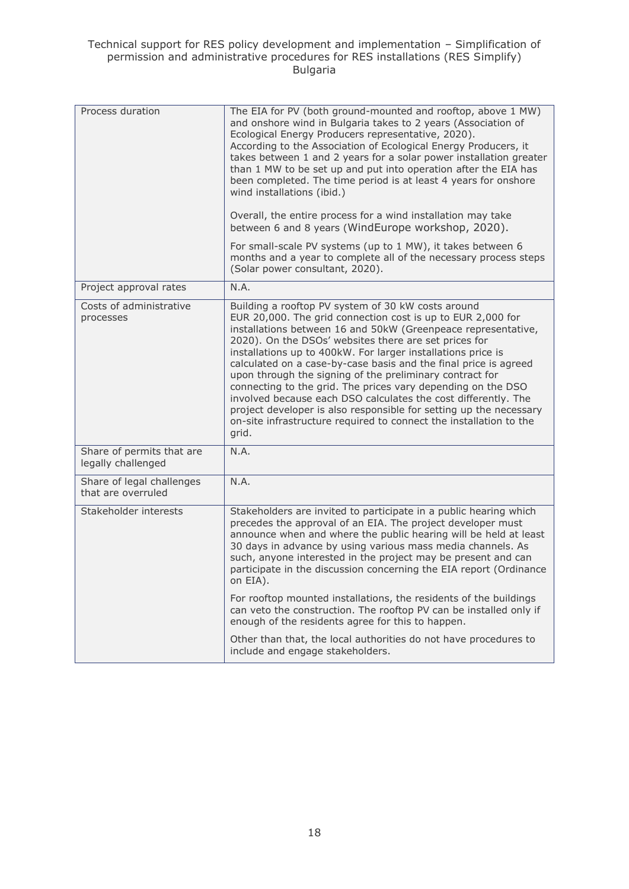| | |
|---|---|
| Process duration | The EIA for PV (both ground-mounted and rooftop, above 1 MW) and onshore wind in Bulgaria takes to 2 years (Association of Ecological Energy Producers representative, 2020).<br>According to the Association of Ecological Energy Producers, it takes between 1 and 2 years for a solar power installation greater than 1 MW to be set up and put into operation after the EIA has been completed. The time period is at least 4 years for onshore wind installations (ibid.)<br><br>Overall, the entire process for a wind installation may take between 6 and 8 years (WindEurope workshop, 2020).<br><br>For small-scale PV systems (up to 1 MW), it takes between 6 months and a year to complete all of the necessary process steps (Solar power consultant, 2020). |
| Project approval rates | N.A. |
| Costs of administrative processes | Building a rooftop PV system of 30 kW costs around EUR 20,000. The grid connection cost is up to EUR 2,000 for installations between 16 and 50kW (Greenpeace representative, 2020). On the DSOs' websites there are set prices for installations up to 400kW. For larger installations price is calculated on a case-by-case basis and the final price is agreed upon through the signing of the preliminary contract for connecting to the grid. The prices vary depending on the DSO involved because each DSO calculates the cost differently. The project developer is also responsible for setting up the necessary on-site infrastructure required to connect the installation to the grid. |
| Share of permits that are legally challenged | N.A. |
| Share of legal challenges that are overruled | N.A. |
| Stakeholder interests | Stakeholders are invited to participate in a public hearing which precedes the approval of an EIA. The project developer must announce when and where the public hearing will be held at least 30 days in advance by using various mass media channels. As such, anyone interested in the project may be present and can participate in the discussion concerning the EIA report (Ordinance on EIA).<br><br>For rooftop mounted installations, the residents of the buildings can veto the construction. The rooftop PV can be installed only if enough of the residents agree for this to happen.<br><br>Other than that, the local authorities do not have procedures to include and engage stakeholders. |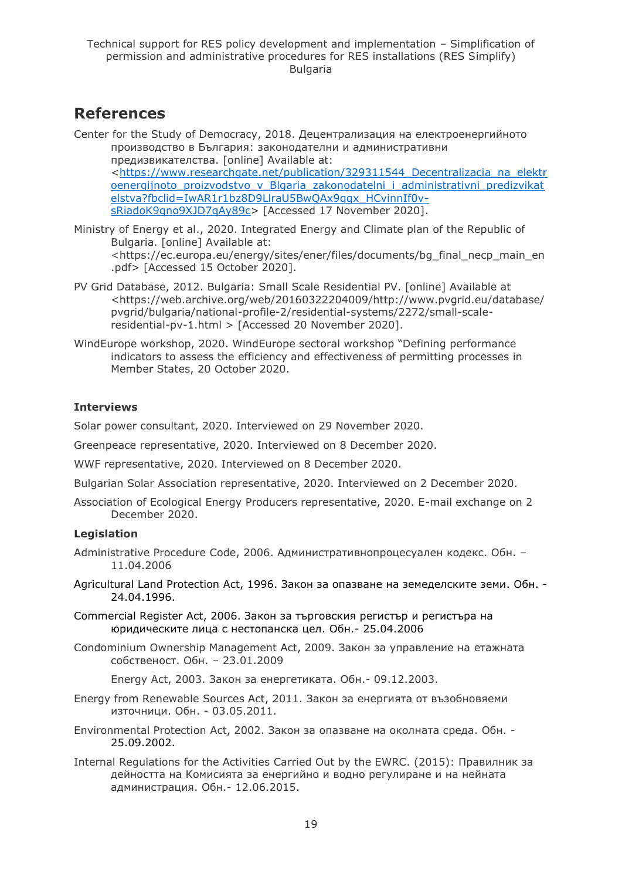## References

Center for the Study of Democracy, 2018. Децентрализация на електроенергийното производство в България: законодателни и административни предизвикателства. [online] Available at: <https://www.researchgate.net/publication/329311544_Decentralizacia_na_elektroenergijnoto_proizvodstvo_v_Blgaria_zakonodatelni_i_administrativni_predizvikatelstva?fbclid=IwAR1r1bz8D9LlraU5BwQAx9qqx_HCvinnIf0v-sRiadoK9qno9XJD7qAy89c> [Accessed 17 November 2020].

Ministry of Energy et al., 2020. Integrated Energy and Climate plan of the Republic of Bulgaria. [online] Available at: <https://ec.europa.eu/energy/sites/ener/files/documents/bg_final_necp_main_en.pdf> [Accessed 15 October 2020].

PV Grid Database, 2012. Bulgaria: Small Scale Residential PV. [online] Available at <https://web.archive.org/web/20160322204009/http://www.pvgrid.eu/database/pvgrid/bulgaria/national-profile-2/residential-systems/2272/small-scale-residential-pv-1.html > [Accessed 20 November 2020].

WindEurope workshop, 2020. WindEurope sectoral workshop "Defining performance indicators to assess the efficiency and effectiveness of permitting processes in Member States, 20 October 2020.

### Interviews

Solar power consultant, 2020. Interviewed on 29 November 2020.

Greenpeace representative, 2020. Interviewed on 8 December 2020.

WWF representative, 2020. Interviewed on 8 December 2020.

Bulgarian Solar Association representative, 2020. Interviewed on 2 December 2020.

Association of Ecological Energy Producers representative, 2020. E-mail exchange on 2 December 2020.

### Legislation

Administrative Procedure Code, 2006. Административнопроцесуален кодекс. Обн. – 11.04.2006

Agricultural Land Protection Act, 1996. Закон за опазване на земеделските земи. Обн. - 24.04.1996.

Commercial Register Act, 2006. Закон за търговския регистър и регистъра на юридическите лица с нестопанска цел. Обн.- 25.04.2006

Condominium Ownership Management Act, 2009. Закон за управление на етажната собственост. Обн. – 23.01.2009

Energy Act, 2003. Закон за енергетиката. Обн.- 09.12.2003.

Energy from Renewable Sources Act, 2011. Закон за енергията от възобновяеми източници. Обн. - 03.05.2011.

Environmental Protection Act, 2002. Закон за опазване на околната среда. Обн. - 25.09.2002.

Internal Regulations for the Activities Carried Out by the EWRC. (2015): Правилник за дейността на Комисията за енергийно и водно регулиране и на нейната администрация. Обн.- 12.06.2015.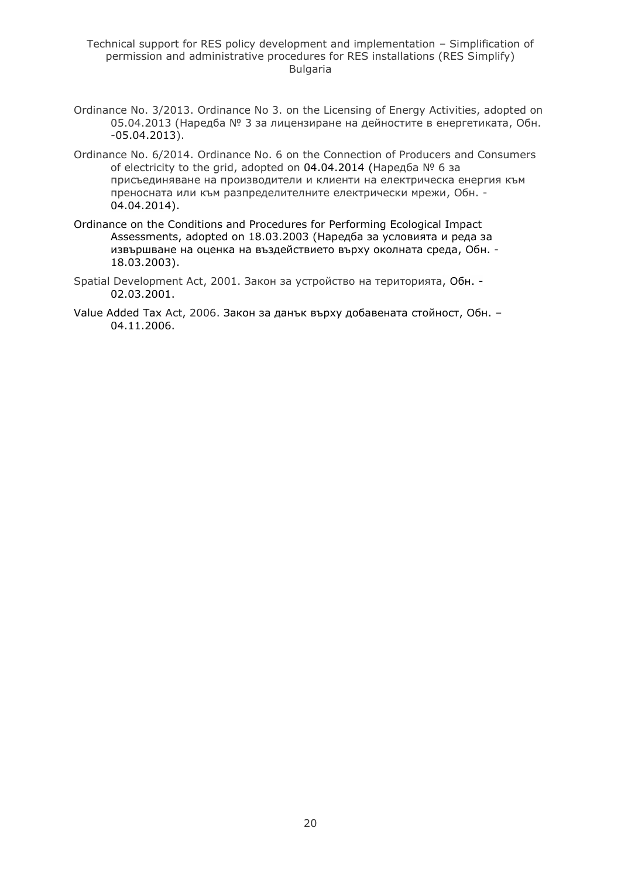Ordinance No. 3/2013. Ordinance No 3. on the Licensing of Energy Activities, adopted on 05.04.2013 (Наредба № 3 за лицензиране на дейностите в енергетиката, Обн. -05.04.2013).

Ordinance No. 6/2014. Ordinance No. 6 on the Connection of Producers and Consumers of electricity to the grid, adopted on 04.04.2014 (Наредба № 6 за присъединяване на производители и клиенти на електрическа енергия към преносната или към разпределителните електрически мрежи, Обн. - 04.04.2014).

Ordinance on the Conditions and Procedures for Performing Ecological Impact Assessments, adopted on 18.03.2003 (Наредба за условията и реда за извършване на оценка на въздействието върху околната среда, Обн. - 18.03.2003).

Spatial Development Act, 2001. Закон за устройство на територията, Обн. - 02.03.2001.

Value Added Tax Act, 2006. Закон за данък върху добавената стойност, Обн. – 04.11.2006.